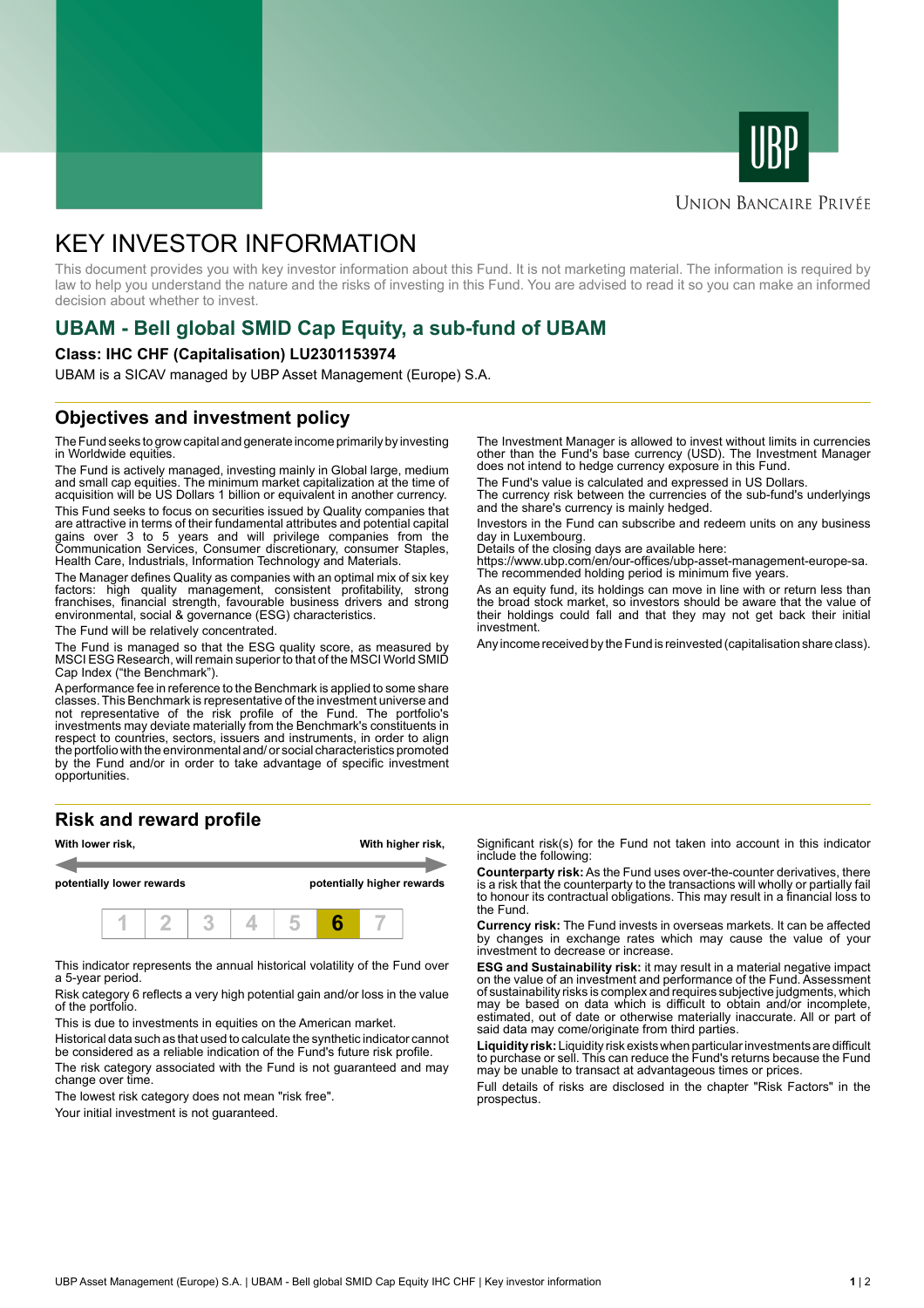UBP

Union Bancaire Privée

# KEY INVESTOR INFORMATION

This document provides you with key investor information about this Fund. It is not marketing material. The information is required by law to help you understand the nature and the risks of investing in this Fund. You are advised to read it so you can make an informed decision about whether to invest.

## UBAM - Bell global SMID Cap Equity, a sub-fund of UBAM

**Class: IHC CHF (Capitalisation) LU2301153974**

UBAM is a SICAV managed by UBP Asset Management (Europe) S.A.

## Objectives and investment policy

The Fund seeks to grow capital and generate income primarily by investing in Worldwide equities.

The Fund is actively managed, investing mainly in Global large, medium and small cap equities. The minimum market capitalization at the time of acquisition will be US Dollars 1 billion or equivalent in another currency.

This Fund seeks to focus on securities issued by Quality companies that are attractive in terms of their fundamental attributes and potential capital gains over 3 to 5 years and will privilege companies from the Communication Services, Consumer discretionary, consumer Staples, Health Care, Industrials, Information Technology and Materials.

The Manager defines Quality as companies with an optimal mix of six key factors: high quality management, consistent profitability, strong franchises, financial strength, favourable business drivers and strong environmental, social & governance (ESG) characteristics.

The Fund will be relatively concentrated.

The Fund is managed so that the ESG quality score, as measured by MSCI ESG Research, will remain superior to that of the MSCI World SMID Cap Index ("the Benchmark").

A performance fee in reference to the Benchmark is applied to some share classes. This Benchmark is representative of the investment universe and not representative of the risk profile of the Fund. The portfolio's investments may deviate materially from the Benchmark's constituents in respect to countries, sectors, issuers and instruments, in order to align the portfolio with the environmental and/ or social characteristics promoted by the Fund and/or in order to take advantage of specific investment opportunities.

The Investment Manager is allowed to invest without limits in currencies other than the Fund's base currency (USD). The Investment Manager does not intend to hedge currency exposure in this Fund.

The Fund's value is calculated and expressed in US Dollars.
The currency risk between the currencies of the sub-fund's underlyings and the share's currency is mainly hedged.

Investors in the Fund can subscribe and redeem units on any business day in Luxembourg.
Details of the closing days are available here:
https://www.ubp.com/en/our-offices/ubp-asset-management-europe-sa.
The recommended holding period is minimum five years.

As an equity fund, its holdings can move in line with or return less than the broad stock market, so investors should be aware that the value of their holdings could fall and that they may not get back their initial investment.

Any income received by the Fund is reinvested (capitalisation share class).

## Risk and reward profile

| **With lower risk,** | | | | | | **With higher risk,** |
|---|---|---|---|---|---|---|
| **potentially lower rewards** | | | | | | **potentially higher rewards** |
| 1 | 2 | 3 | 4 | 5 | **6** | 7 |

This indicator represents the annual historical volatility of the Fund over a 5-year period.

Risk category 6 reflects a very high potential gain and/or loss in the value of the portfolio.

This is due to investments in equities on the American market.

Historical data such as that used to calculate the synthetic indicator cannot be considered as a reliable indication of the Fund's future risk profile.

The risk category associated with the Fund is not guaranteed and may change over time.

The lowest risk category does not mean "risk free".

Your initial investment is not guaranteed.

Significant risk(s) for the Fund not taken into account in this indicator include the following:

**Counterparty risk:** As the Fund uses over-the-counter derivatives, there is a risk that the counterparty to the transactions will wholly or partially fail to honour its contractual obligations. This may result in a financial loss to the Fund.

**Currency risk:** The Fund invests in overseas markets. It can be affected by changes in exchange rates which may cause the value of your investment to decrease or increase.

**ESG and Sustainability risk:** it may result in a material negative impact on the value of an investment and performance of the Fund. Assessment of sustainability risks is complex and requires subjective judgments, which may be based on data which is difficult to obtain and/or incomplete, estimated, out of date or otherwise materially inaccurate. All or part of said data may come/originate from third parties.

**Liquidity risk:** Liquidity risk exists when particular investments are difficult to purchase or sell. This can reduce the Fund's returns because the Fund may be unable to transact at advantageous times or prices.

Full details of risks are disclosed in the chapter "Risk Factors" in the prospectus.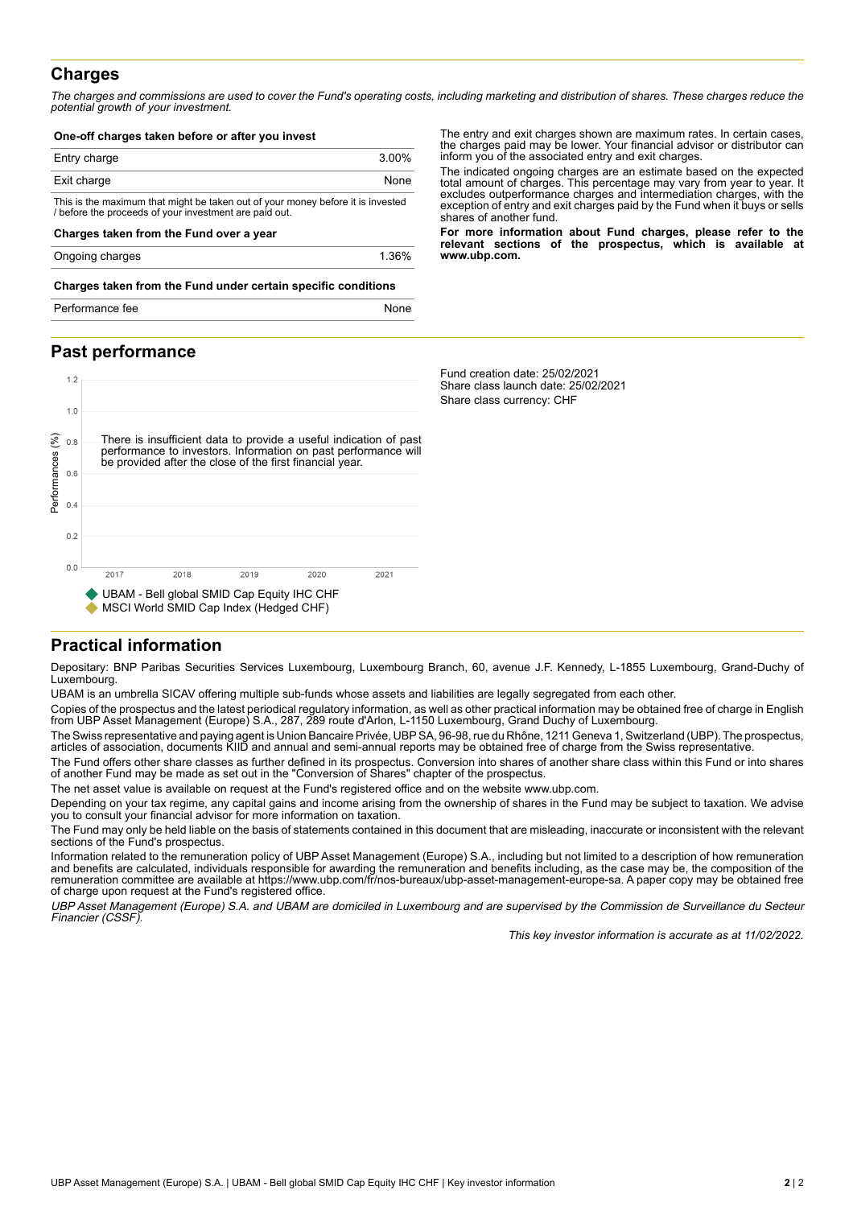## Charges

*The charges and commissions are used to cover the Fund's operating costs, including marketing and distribution of shares. These charges reduce the potential growth of your investment.*

| One-off charges taken before or after you invest | |
|---|---|
| Entry charge | 3.00% |
| Exit charge | None |

This is the maximum that might be taken out of your money before it is invested / before the proceeds of your investment are paid out.

| Charges taken from the Fund over a year | |
|---|---|
| Ongoing charges | 1.36% |

| Charges taken from the Fund under certain specific conditions | |
|---|---|
| Performance fee | None |

The entry and exit charges shown are maximum rates. In certain cases, the charges paid may be lower. Your financial advisor or distributor can inform you of the associated entry and exit charges.

The indicated ongoing charges are an estimate based on the expected total amount of charges. This percentage may vary from year to year. It excludes outperformance charges and intermediation charges, with the exception of entry and exit charges paid by the Fund when it buys or sells shares of another fund.

**For more information about Fund charges, please refer to the relevant sections of the prospectus, which is available at www.ubp.com.**

## Past performance

Performances (%)

1.2
1.0
0.8
0.6
0.4
0.2
0.0

2017 2018 2019 2020 2021

There is insufficient data to provide a useful indication of past performance to investors. Information on past performance will be provided after the close of the first financial year.

UBAM - Bell global SMID Cap Equity IHC CHF
MSCI World SMID Cap Index (Hedged CHF)

Fund creation date: 25/02/2021
Share class launch date: 25/02/2021
Share class currency: CHF

## Practical information

Depositary: BNP Paribas Securities Services Luxembourg, Luxembourg Branch, 60, avenue J.F. Kennedy, L-1855 Luxembourg, Grand-Duchy of Luxembourg.

UBAM is an umbrella SICAV offering multiple sub-funds whose assets and liabilities are legally segregated from each other.

Copies of the prospectus and the latest periodical regulatory information, as well as other practical information may be obtained free of charge in English from UBP Asset Management (Europe) S.A., 287, 289 route d'Arlon, L-1150 Luxembourg, Grand Duchy of Luxembourg.

The Swiss representative and paying agent is Union Bancaire Privée, UBP SA, 96-98, rue du Rhône, 1211 Geneva 1, Switzerland (UBP). The prospectus, articles of association, documents KIID and annual and semi-annual reports may be obtained free of charge from the Swiss representative.

The Fund offers other share classes as further defined in its prospectus. Conversion into shares of another share class within this Fund or into shares of another Fund may be made as set out in the "Conversion of Shares" chapter of the prospectus.

The net asset value is available on request at the Fund's registered office and on the website www.ubp.com.

Depending on your tax regime, any capital gains and income arising from the ownership of shares in the Fund may be subject to taxation. We advise you to consult your financial advisor for more information on taxation.

The Fund may only be held liable on the basis of statements contained in this document that are misleading, inaccurate or inconsistent with the relevant sections of the Fund's prospectus.

Information related to the remuneration policy of UBP Asset Management (Europe) S.A., including but not limited to a description of how remuneration and benefits are calculated, individuals responsible for awarding the remuneration and benefits including, as the case may be, the composition of the remuneration committee are available at https://www.ubp.com/fr/nos-bureaux/ubp-asset-management-europe-sa. A paper copy may be obtained free of charge upon request at the Fund's registered office.

*UBP Asset Management (Europe) S.A. and UBAM are domiciled in Luxembourg and are supervised by the Commission de Surveillance du Secteur Financier (CSSF).*

*This key investor information is accurate as at 11/02/2022.*